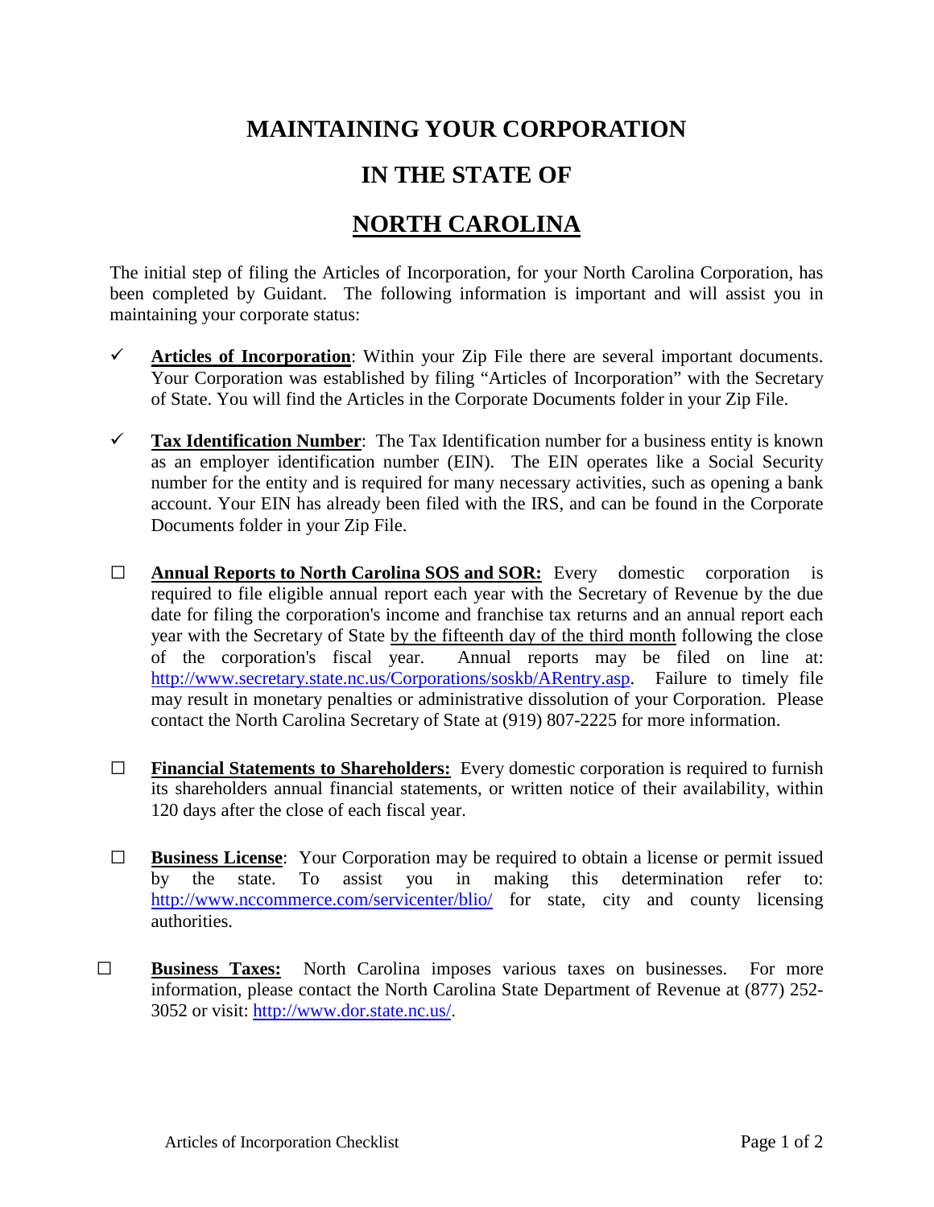# MAINTAINING YOUR CORPORATION

# IN THE STATE OF

# NORTH CAROLINA

The initial step of filing the Articles of Incorporation, for your North Carolina Corporation, has been completed by Guidant. The following information is important and will assist you in maintaining your corporate status:

- ✓ **Articles of Incorporation**: Within your Zip File there are several important documents. Your Corporation was established by filing "Articles of Incorporation" with the Secretary of State. You will find the Articles in the Corporate Documents folder in your Zip File.

- ✓ **Tax Identification Number**: The Tax Identification number for a business entity is known as an employer identification number (EIN). The EIN operates like a Social Security number for the entity and is required for many necessary activities, such as opening a bank account. Your EIN has already been filed with the IRS, and can be found in the Corporate Documents folder in your Zip File.

- ☐ **Annual Reports to North Carolina SOS and SOR:** Every domestic corporation is required to file eligible annual report each year with the Secretary of Revenue by the due date for filing the corporation's income and franchise tax returns and an annual report each year with the Secretary of State by the fifteenth day of the third month following the close of the corporation's fiscal year. Annual reports may be filed on line at: http://www.secretary.state.nc.us/Corporations/soskb/ARentry.asp. Failure to timely file may result in monetary penalties or administrative dissolution of your Corporation. Please contact the North Carolina Secretary of State at (919) 807-2225 for more information.

- ☐ **Financial Statements to Shareholders:** Every domestic corporation is required to furnish its shareholders annual financial statements, or written notice of their availability, within 120 days after the close of each fiscal year.

- ☐ **Business License**: Your Corporation may be required to obtain a license or permit issued by the state. To assist you in making this determination refer to: http://www.nccommerce.com/servicenter/blio/ for state, city and county licensing authorities.

- ☐ **Business Taxes:** North Carolina imposes various taxes on businesses. For more information, please contact the North Carolina State Department of Revenue at (877) 252-3052 or visit: http://www.dor.state.nc.us/.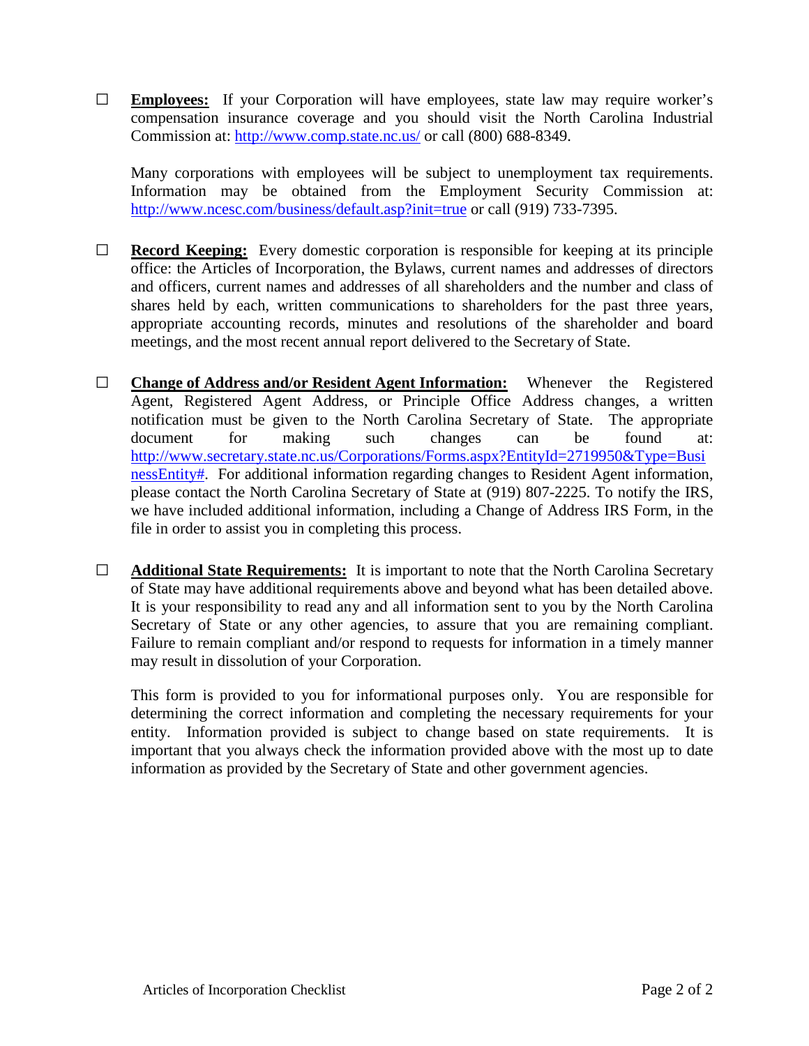☐ **Employees:** If your Corporation will have employees, state law may require worker's compensation insurance coverage and you should visit the North Carolina Industrial Commission at: http://www.comp.state.nc.us/ or call (800) 688-8349.

Many corporations with employees will be subject to unemployment tax requirements. Information may be obtained from the Employment Security Commission at: http://www.ncesc.com/business/default.asp?init=true or call (919) 733-7395.

☐ **Record Keeping:** Every domestic corporation is responsible for keeping at its principle office: the Articles of Incorporation, the Bylaws, current names and addresses of directors and officers, current names and addresses of all shareholders and the number and class of shares held by each, written communications to shareholders for the past three years, appropriate accounting records, minutes and resolutions of the shareholder and board meetings, and the most recent annual report delivered to the Secretary of State.

☐ **Change of Address and/or Resident Agent Information:** Whenever the Registered Agent, Registered Agent Address, or Principle Office Address changes, a written notification must be given to the North Carolina Secretary of State. The appropriate document for making such changes can be found at: http://www.secretary.state.nc.us/Corporations/Forms.aspx?EntityId=2719950&Type=BusinessEntity#. For additional information regarding changes to Resident Agent information, please contact the North Carolina Secretary of State at (919) 807-2225. To notify the IRS, we have included additional information, including a Change of Address IRS Form, in the file in order to assist you in completing this process.

☐ **Additional State Requirements:** It is important to note that the North Carolina Secretary of State may have additional requirements above and beyond what has been detailed above. It is your responsibility to read any and all information sent to you by the North Carolina Secretary of State or any other agencies, to assure that you are remaining compliant. Failure to remain compliant and/or respond to requests for information in a timely manner may result in dissolution of your Corporation.

This form is provided to you for informational purposes only. You are responsible for determining the correct information and completing the necessary requirements for your entity. Information provided is subject to change based on state requirements. It is important that you always check the information provided above with the most up to date information as provided by the Secretary of State and other government agencies.